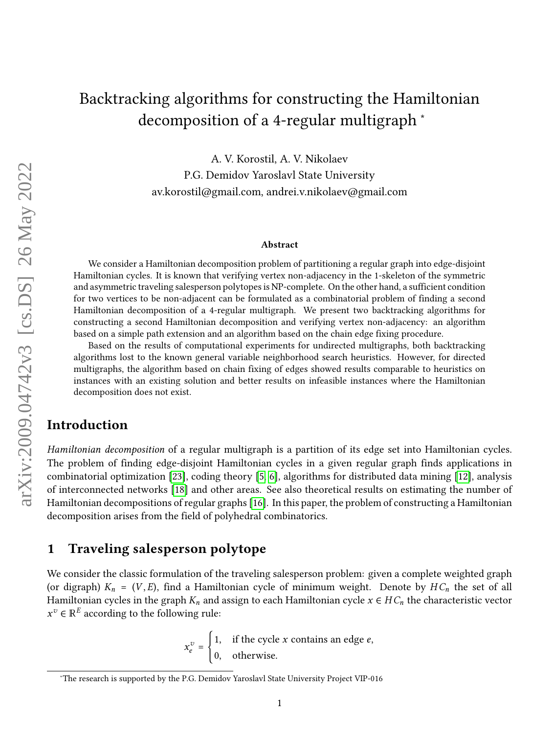# Backtracking algorithms for constructing the Hamiltonian decomposition of a 4-regular multigraph [*]

A. V. Korostil, A. V. Nikolaev
P.G. Demidov Yaroslavl State University
av.korostil@gmail.com, andrei.v.nikolaev@gmail.com

**Abstract**

We consider a Hamiltonian decomposition problem of partitioning a regular graph into edge-disjoint Hamiltonian cycles. It is known that verifying vertex non-adjacency in the 1-skeleton of the symmetric and asymmetric traveling salesperson polytopes is NP-complete. On the other hand, a sufficient condition for two vertices to be non-adjacent can be formulated as a combinatorial problem of finding a second Hamiltonian decomposition of a 4-regular multigraph. We present two backtracking algorithms for constructing a second Hamiltonian decomposition and verifying vertex non-adjacency: an algorithm based on a simple path extension and an algorithm based on the chain edge fixing procedure.

Based on the results of computational experiments for undirected multigraphs, both backtracking algorithms lost to the known general variable neighborhood search heuristics. However, for directed multigraphs, the algorithm based on chain fixing of edges showed results comparable to heuristics on instances with an existing solution and better results on infeasible instances where the Hamiltonian decomposition does not exist.

## Introduction

*Hamiltonian decomposition* of a regular multigraph is a partition of its edge set into Hamiltonian cycles. The problem of finding edge-disjoint Hamiltonian cycles in a given regular graph finds applications in combinatorial optimization [23], coding theory [5, 6], algorithms for distributed data mining [12], analysis of interconnected networks [18] and other areas. See also theoretical results on estimating the number of Hamiltonian decompositions of regular graphs [16]. In this paper, the problem of constructing a Hamiltonian decomposition arises from the field of polyhedral combinatorics.

## 1 Traveling salesperson polytope

We consider the classic formulation of the traveling salesperson problem: given a complete weighted graph (or digraph) $K_n = (V, E)$, find a Hamiltonian cycle of minimum weight. Denote by $HC_n$ the set of all Hamiltonian cycles in the graph $K_n$ and assign to each Hamiltonian cycle $x \in HC_n$ the characteristic vector $x^v \in \mathbb{R}^E$ according to the following rule:

$$x_e^v = \begin{cases} 1, & \text{if the cycle } x \text{ contains an edge } e, \\ 0, & \text{otherwise.} \end{cases}$$

[*] The research is supported by the P.G. Demidov Yaroslavl State University Project VIP-016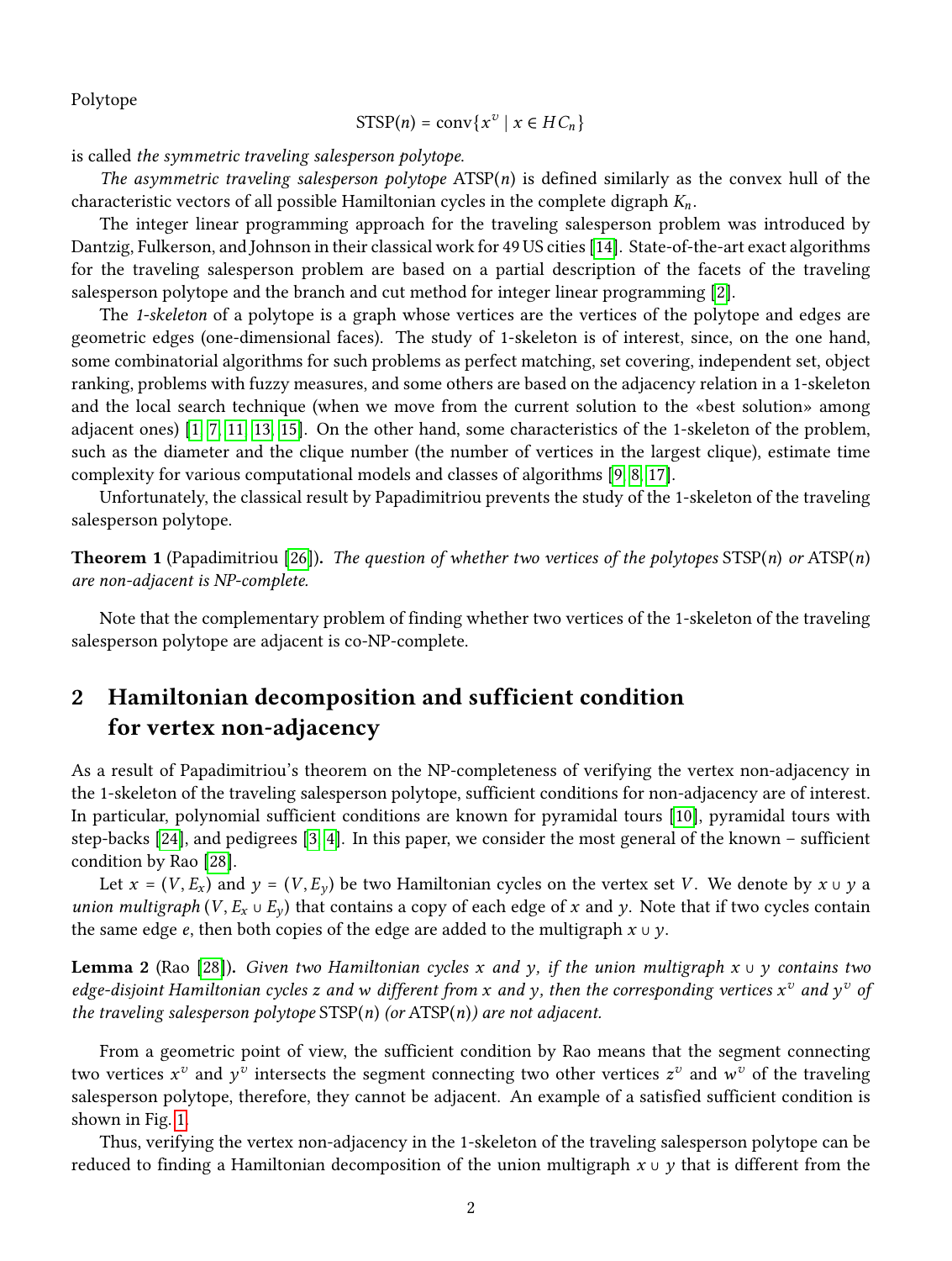Polytope

$$\text{STSP}(n) = \text{conv}\{x^v \mid x \in HC_n\}$$

is called *the symmetric traveling salesperson polytope*.

*The asymmetric traveling salesperson polytope* ATSP($n$) is defined similarly as the convex hull of the characteristic vectors of all possible Hamiltonian cycles in the complete digraph $K_n$.

The integer linear programming approach for the traveling salesperson problem was introduced by Dantzig, Fulkerson, and Johnson in their classical work for 49 US cities [14]. State-of-the-art exact algorithms for the traveling salesperson problem are based on a partial description of the facets of the traveling salesperson polytope and the branch and cut method for integer linear programming [2].

The *1-skeleton* of a polytope is a graph whose vertices are the vertices of the polytope and edges are geometric edges (one-dimensional faces). The study of 1-skeleton is of interest, since, on the one hand, some combinatorial algorithms for such problems as perfect matching, set covering, independent set, object ranking, problems with fuzzy measures, and some others are based on the adjacency relation in a 1-skeleton and the local search technique (when we move from the current solution to the «best solution» among adjacent ones) [1, 7, 11, 13, 15]. On the other hand, some characteristics of the 1-skeleton of the problem, such as the diameter and the clique number (the number of vertices in the largest clique), estimate time complexity for various computational models and classes of algorithms [9, 8, 17].

Unfortunately, the classical result by Papadimitriou prevents the study of the 1-skeleton of the traveling salesperson polytope.

**Theorem 1** (Papadimitriou [26]). *The question of whether two vertices of the polytopes* STSP($n$) *or* ATSP($n$) *are non-adjacent is NP-complete.*

Note that the complementary problem of finding whether two vertices of the 1-skeleton of the traveling salesperson polytope are adjacent is co-NP-complete.

## 2 Hamiltonian decomposition and sufficient condition for vertex non-adjacency

As a result of Papadimitriou's theorem on the NP-completeness of verifying the vertex non-adjacency in the 1-skeleton of the traveling salesperson polytope, sufficient conditions for non-adjacency are of interest. In particular, polynomial sufficient conditions are known for pyramidal tours [10], pyramidal tours with step-backs [24], and pedigrees [3, 4]. In this paper, we consider the most general of the known – sufficient condition by Rao [28].

Let $x = (V, E_x)$ and $y = (V, E_y)$ be two Hamiltonian cycles on the vertex set $V$. We denote by $x \cup y$ a *union multigraph* $(V, E_x \cup E_y)$ that contains a copy of each edge of $x$ and $y$. Note that if two cycles contain the same edge $e$, then both copies of the edge are added to the multigraph $x \cup y$.

**Lemma 2** (Rao [28]). *Given two Hamiltonian cycles $x$ and $y$, if the union multigraph $x \cup y$ contains two edge-disjoint Hamiltonian cycles $z$ and $w$ different from $x$ and $y$, then the corresponding vertices $x^v$ and $y^v$ of the traveling salesperson polytope* STSP($n$) *(or* ATSP($n$)*) are not adjacent.*

From a geometric point of view, the sufficient condition by Rao means that the segment connecting two vertices $x^v$ and $y^v$ intersects the segment connecting two other vertices $z^v$ and $w^v$ of the traveling salesperson polytope, therefore, they cannot be adjacent. An example of a satisfied sufficient condition is shown in Fig. 1.

Thus, verifying the vertex non-adjacency in the 1-skeleton of the traveling salesperson polytope can be reduced to finding a Hamiltonian decomposition of the union multigraph $x \cup y$ that is different from the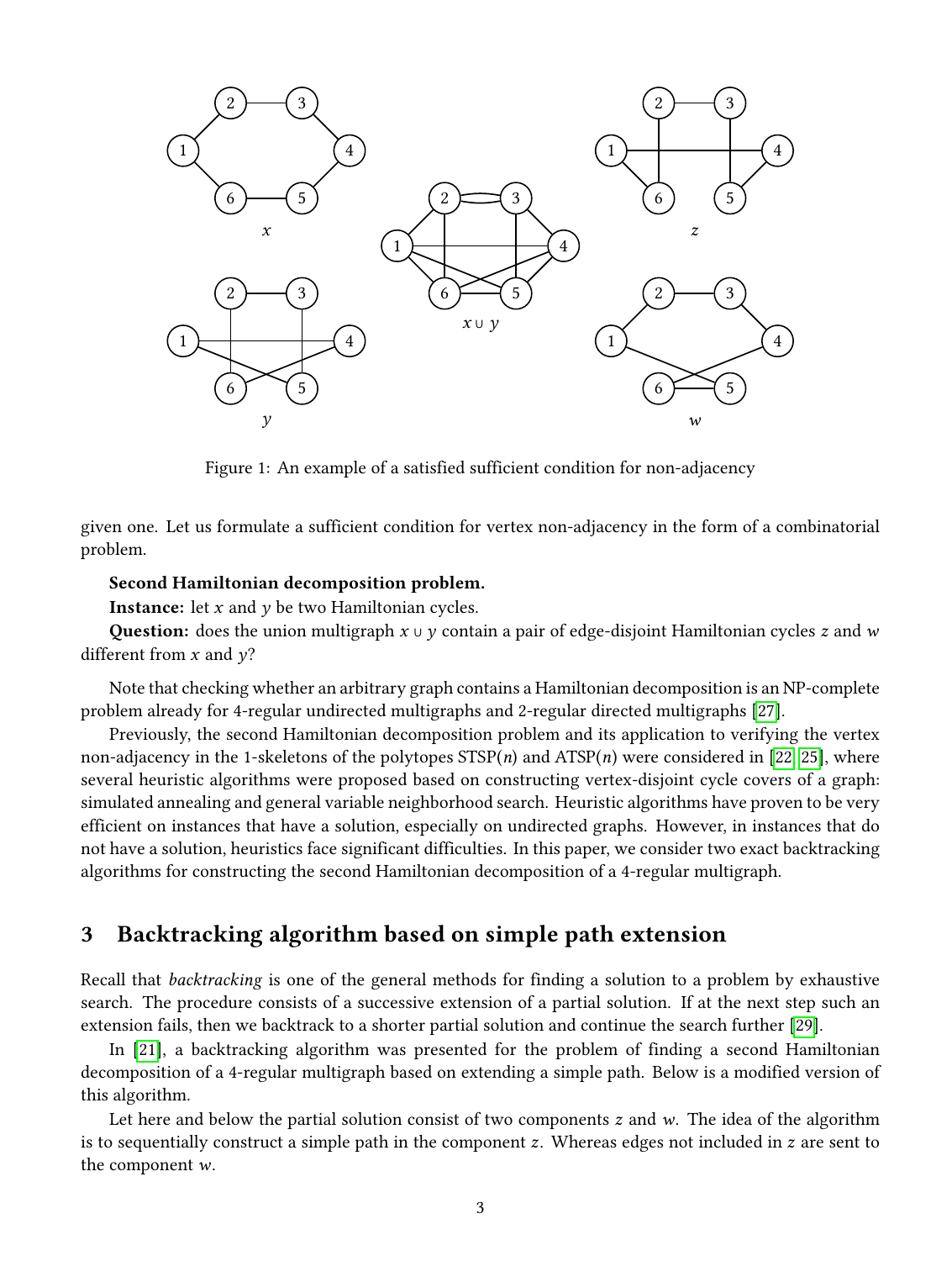Figure 1: An example of a satisfied sufficient condition for non-adjacency

given one. Let us formulate a sufficient condition for vertex non-adjacency in the form of a combinatorial problem.

**Second Hamiltonian decomposition problem.**

**Instance:** let $x$ and $y$ be two Hamiltonian cycles.

**Question:** does the union multigraph $x \cup y$ contain a pair of edge-disjoint Hamiltonian cycles $z$ and $w$ different from $x$ and $y$?

Note that checking whether an arbitrary graph contains a Hamiltonian decomposition is an NP-complete problem already for 4-regular undirected multigraphs and 2-regular directed multigraphs [27].

Previously, the second Hamiltonian decomposition problem and its application to verifying the vertex non-adjacency in the 1-skeletons of the polytopes STSP($n$) and ATSP($n$) were considered in [22, 25], where several heuristic algorithms were proposed based on constructing vertex-disjoint cycle covers of a graph: simulated annealing and general variable neighborhood search. Heuristic algorithms have proven to be very efficient on instances that have a solution, especially on undirected graphs. However, in instances that do not have a solution, heuristics face significant difficulties. In this paper, we consider two exact backtracking algorithms for constructing the second Hamiltonian decomposition of a 4-regular multigraph.

## 3 Backtracking algorithm based on simple path extension

Recall that *backtracking* is one of the general methods for finding a solution to a problem by exhaustive search. The procedure consists of a successive extension of a partial solution. If at the next step such an extension fails, then we backtrack to a shorter partial solution and continue the search further [29].

In [21], a backtracking algorithm was presented for the problem of finding a second Hamiltonian decomposition of a 4-regular multigraph based on extending a simple path. Below is a modified version of this algorithm.

Let here and below the partial solution consist of two components $z$ and $w$. The idea of the algorithm is to sequentially construct a simple path in the component $z$. Whereas edges not included in $z$ are sent to the component $w$.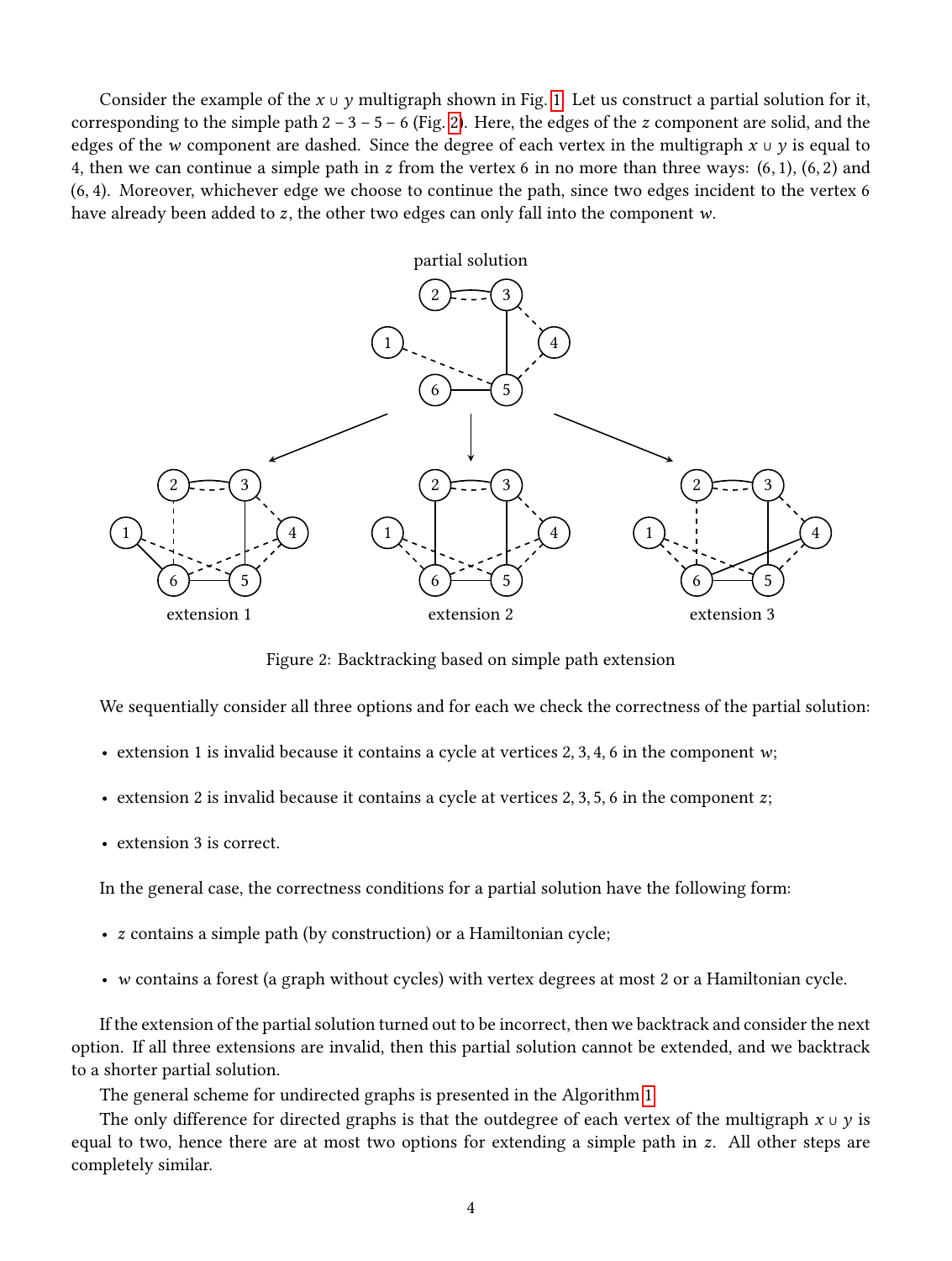Consider the example of the $x \cup y$ multigraph shown in Fig. 1. Let us construct a partial solution for it, corresponding to the simple path $2 - 3 - 5 - 6$ (Fig. 2). Here, the edges of the $z$ component are solid, and the edges of the $w$ component are dashed. Since the degree of each vertex in the multigraph $x \cup y$ is equal to 4, then we can continue a simple path in $z$ from the vertex 6 in no more than three ways: $(6, 1)$, $(6, 2)$ and $(6, 4)$. Moreover, whichever edge we choose to continue the path, since two edges incident to the vertex 6 have already been added to $z$, the other two edges can only fall into the component $w$.

Figure 2: Backtracking based on simple path extension

We sequentially consider all three options and for each we check the correctness of the partial solution:

- extension 1 is invalid because it contains a cycle at vertices $2, 3, 4, 6$ in the component $w$;
- extension 2 is invalid because it contains a cycle at vertices $2, 3, 5, 6$ in the component $z$;
- extension 3 is correct.

In the general case, the correctness conditions for a partial solution have the following form:

- $z$ contains a simple path (by construction) or a Hamiltonian cycle;
- $w$ contains a forest (a graph without cycles) with vertex degrees at most 2 or a Hamiltonian cycle.

If the extension of the partial solution turned out to be incorrect, then we backtrack and consider the next option. If all three extensions are invalid, then this partial solution cannot be extended, and we backtrack to a shorter partial solution.

The general scheme for undirected graphs is presented in the Algorithm 1.

The only difference for directed graphs is that the outdegree of each vertex of the multigraph $x \cup y$ is equal to two, hence there are at most two options for extending a simple path in $z$. All other steps are completely similar.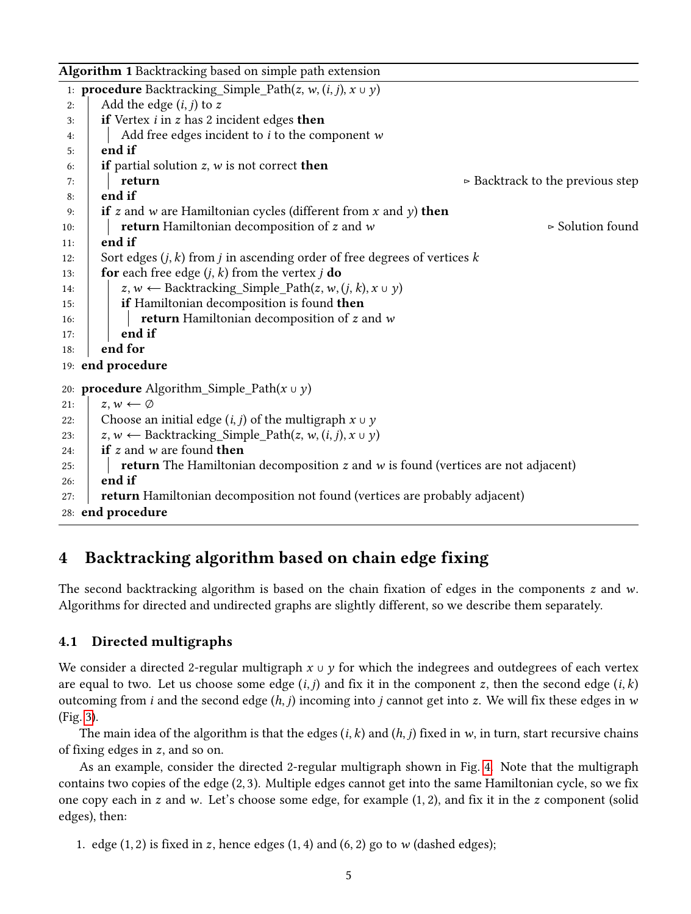**Algorithm 1** Backtracking based on simple path extension

```
1:  procedure Backtracking_Simple_Path(z, w, (i, j), x ∪ y)
2:      Add the edge (i, j) to z
3:      if Vertex i in z has 2 incident edges then
4:          Add free edges incident to i to the component w
5:      end if
6:      if partial solution z, w is not correct then
7:          return                                          ▹ Backtrack to the previous step
8:      end if
9:      if z and w are Hamiltonian cycles (different from x and y) then
10:         return Hamiltonian decomposition of z and w     ▹ Solution found
11:     end if
12:     Sort edges (j, k) from j in ascending order of free degrees of vertices k
13:     for each free edge (j, k) from the vertex j do
14:         z, w ⟵ Backtracking_Simple_Path(z, w, (j, k), x ∪ y)
15:         if Hamiltonian decomposition is found then
16:             return Hamiltonian decomposition of z and w
17:         end if
18:     end for
19: end procedure
20: procedure Algorithm_Simple_Path(x ∪ y)
21:     z, w ⟵ ∅
22:     Choose an initial edge (i, j) of the multigraph x ∪ y
23:     z, w ⟵ Backtracking_Simple_Path(z, w, (i, j), x ∪ y)
24:     if z and w are found then
25:         return The Hamiltonian decomposition z and w is found (vertices are not adjacent)
26:     end if
27:     return Hamiltonian decomposition not found (vertices are probably adjacent)
28: end procedure
```

# 4 Backtracking algorithm based on chain edge fixing

The second backtracking algorithm is based on the chain fixation of edges in the components $z$ and $w$. Algorithms for directed and undirected graphs are slightly different, so we describe them separately.

## 4.1 Directed multigraphs

We consider a directed 2-regular multigraph $x \cup y$ for which the indegrees and outdegrees of each vertex are equal to two. Let us choose some edge $(i, j)$ and fix it in the component $z$, then the second edge $(i, k)$ outcoming from $i$ and the second edge $(h, j)$ incoming into $j$ cannot get into $z$. We will fix these edges in $w$ (Fig. 3).

The main idea of the algorithm is that the edges $(i, k)$ and $(h, j)$ fixed in $w$, in turn, start recursive chains of fixing edges in $z$, and so on.

As an example, consider the directed 2-regular multigraph shown in Fig. 4. Note that the multigraph contains two copies of the edge $(2, 3)$. Multiple edges cannot get into the same Hamiltonian cycle, so we fix one copy each in $z$ and $w$. Let's choose some edge, for example $(1, 2)$, and fix it in the $z$ component (solid edges), then:

1. edge $(1, 2)$ is fixed in $z$, hence edges $(1, 4)$ and $(6, 2)$ go to $w$ (dashed edges);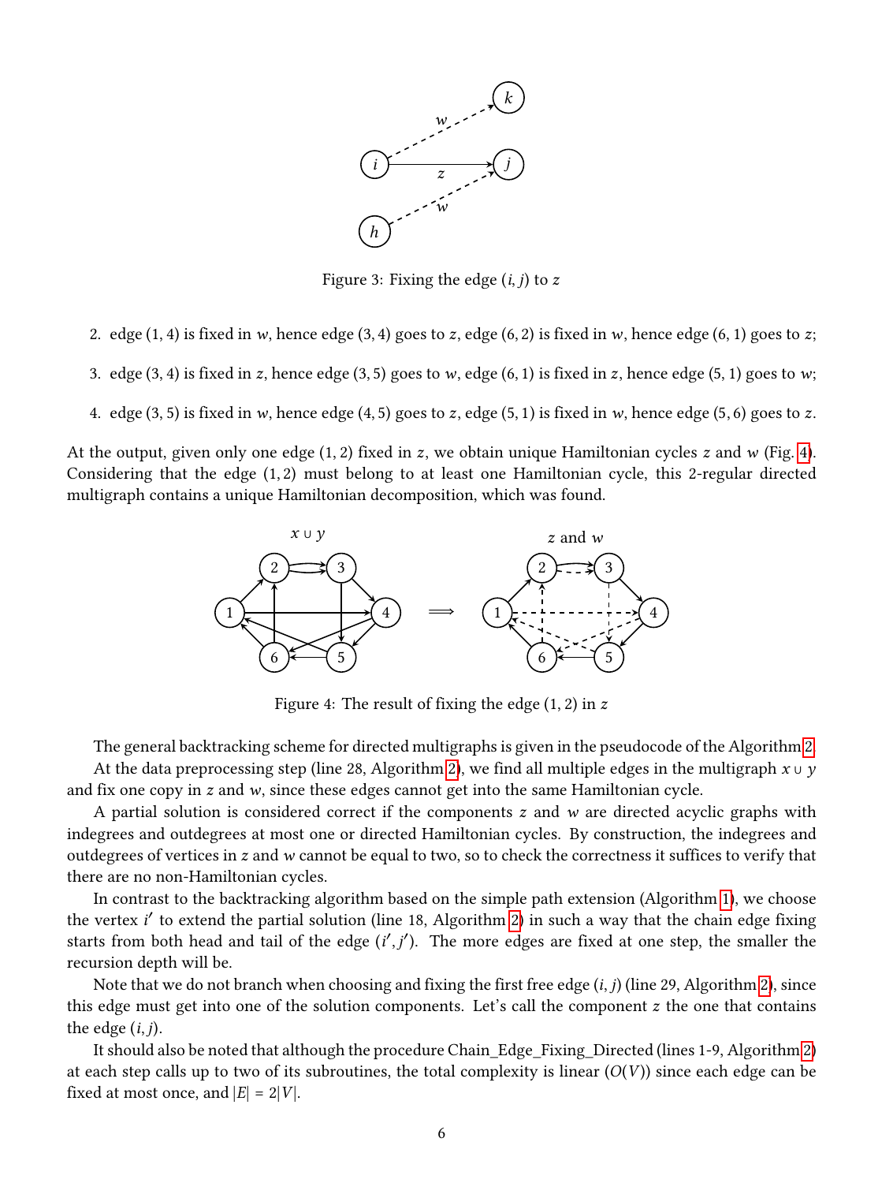Figure 3: Fixing the edge $(i, j)$ to $z$

2. edge $(1, 4)$ is fixed in $w$, hence edge $(3, 4)$ goes to $z$, edge $(6, 2)$ is fixed in $w$, hence edge $(6, 1)$ goes to $z$;
3. edge $(3, 4)$ is fixed in $z$, hence edge $(3, 5)$ goes to $w$, edge $(6, 1)$ is fixed in $z$, hence edge $(5, 1)$ goes to $w$;
4. edge $(3, 5)$ is fixed in $w$, hence edge $(4, 5)$ goes to $z$, edge $(5, 1)$ is fixed in $w$, hence edge $(5, 6)$ goes to $z$.

At the output, given only one edge $(1, 2)$ fixed in $z$, we obtain unique Hamiltonian cycles $z$ and $w$ (Fig. 4). Considering that the edge $(1, 2)$ must belong to at least one Hamiltonian cycle, this 2-regular directed multigraph contains a unique Hamiltonian decomposition, which was found.

Figure 4: The result of fixing the edge $(1, 2)$ in $z$

The general backtracking scheme for directed multigraphs is given in the pseudocode of the Algorithm 2.

At the data preprocessing step (line 28, Algorithm 2), we find all multiple edges in the multigraph $x \cup y$ and fix one copy in $z$ and $w$, since these edges cannot get into the same Hamiltonian cycle.

A partial solution is considered correct if the components $z$ and $w$ are directed acyclic graphs with indegrees and outdegrees at most one or directed Hamiltonian cycles. By construction, the indegrees and outdegrees of vertices in $z$ and $w$ cannot be equal to two, so to check the correctness it suffices to verify that there are no non-Hamiltonian cycles.

In contrast to the backtracking algorithm based on the simple path extension (Algorithm 1), we choose the vertex $i'$ to extend the partial solution (line 18, Algorithm 2) in such a way that the chain edge fixing starts from both head and tail of the edge $(i', j')$. The more edges are fixed at one step, the smaller the recursion depth will be.

Note that we do not branch when choosing and fixing the first free edge $(i, j)$ (line 29, Algorithm 2), since this edge must get into one of the solution components. Let's call the component $z$ the one that contains the edge $(i, j)$.

It should also be noted that although the procedure Chain_Edge_Fixing_Directed (lines 1-9, Algorithm 2) at each step calls up to two of its subroutines, the total complexity is linear ($O(V)$) since each edge can be fixed at most once, and $|E| = 2|V|$.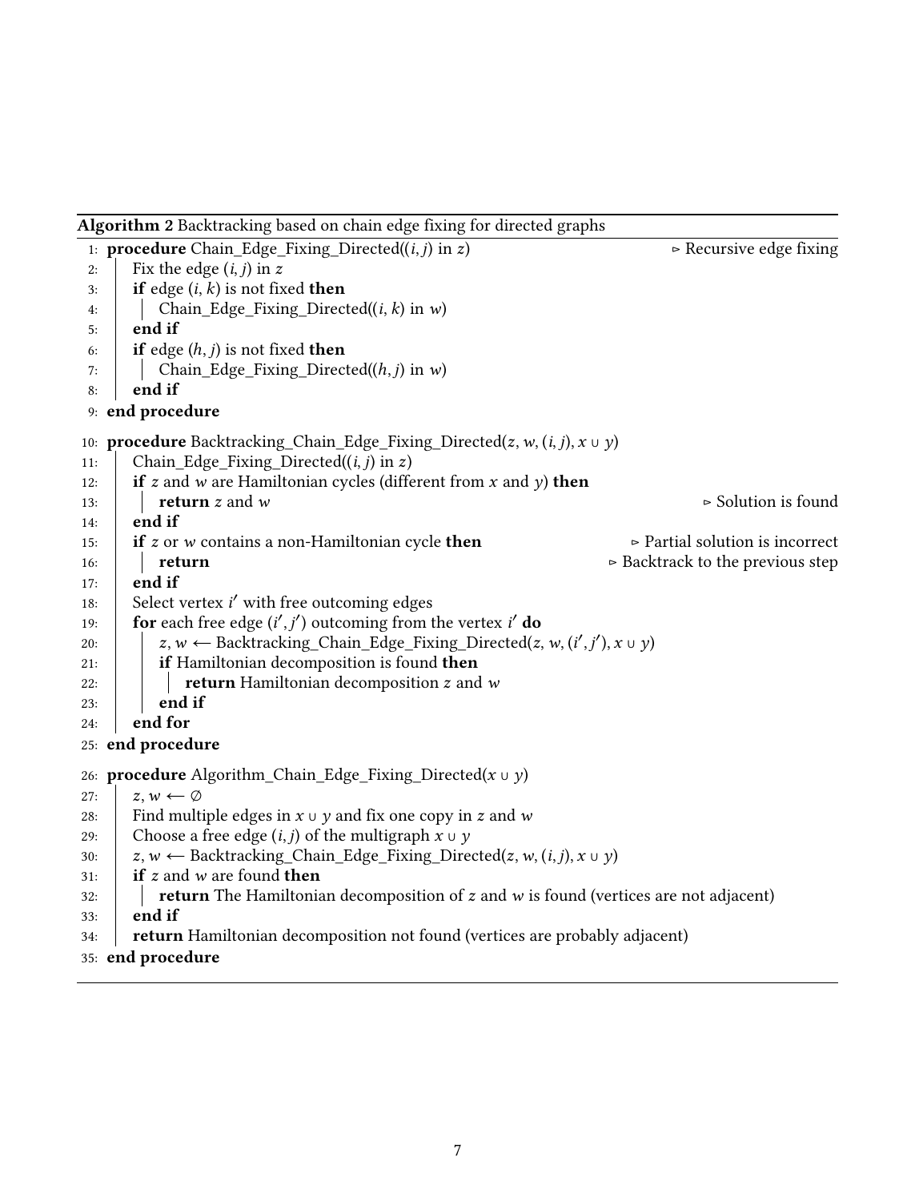**Algorithm 2** Backtracking based on chain edge fixing for directed graphs

```
1:  procedure Chain_Edge_Fixing_Directed((i, j) in z)                          ▷ Recursive edge fixing
2:      Fix the edge (i, j) in z
3:      if edge (i, k) is not fixed then
4:          Chain_Edge_Fixing_Directed((i, k) in w)
5:      end if
6:      if edge (h, j) is not fixed then
7:          Chain_Edge_Fixing_Directed((h, j) in w)
8:      end if
9:  end procedure

10: procedure Backtracking_Chain_Edge_Fixing_Directed(z, w, (i, j), x ∪ y)
11:     Chain_Edge_Fixing_Directed((i, j) in z)
12:     if z and w are Hamiltonian cycles (different from x and y) then
13:         return z and w                                                      ▷ Solution is found
14:     end if
15:     if z or w contains a non-Hamiltonian cycle then                 ▷ Partial solution is incorrect
16:         return                                                    ▷ Backtrack to the previous step
17:     end if
18:     Select vertex i′ with free outcoming edges
19:     for each free edge (i′, j′) outcoming from the vertex i′ do
20:         z, w ⟵ Backtracking_Chain_Edge_Fixing_Directed(z, w, (i′, j′), x ∪ y)
21:         if Hamiltonian decomposition is found then
22:             return Hamiltonian decomposition z and w
23:         end if
24:     end for
25: end procedure

26: procedure Algorithm_Chain_Edge_Fixing_Directed(x ∪ y)
27:     z, w ⟵ ∅
28:     Find multiple edges in x ∪ y and fix one copy in z and w
29:     Choose a free edge (i, j) of the multigraph x ∪ y
30:     z, w ⟵ Backtracking_Chain_Edge_Fixing_Directed(z, w, (i, j), x ∪ y)
31:     if z and w are found then
32:         return The Hamiltonian decomposition of z and w is found (vertices are not adjacent)
33:     end if
34:     return Hamiltonian decomposition not found (vertices are probably adjacent)
35: end procedure
```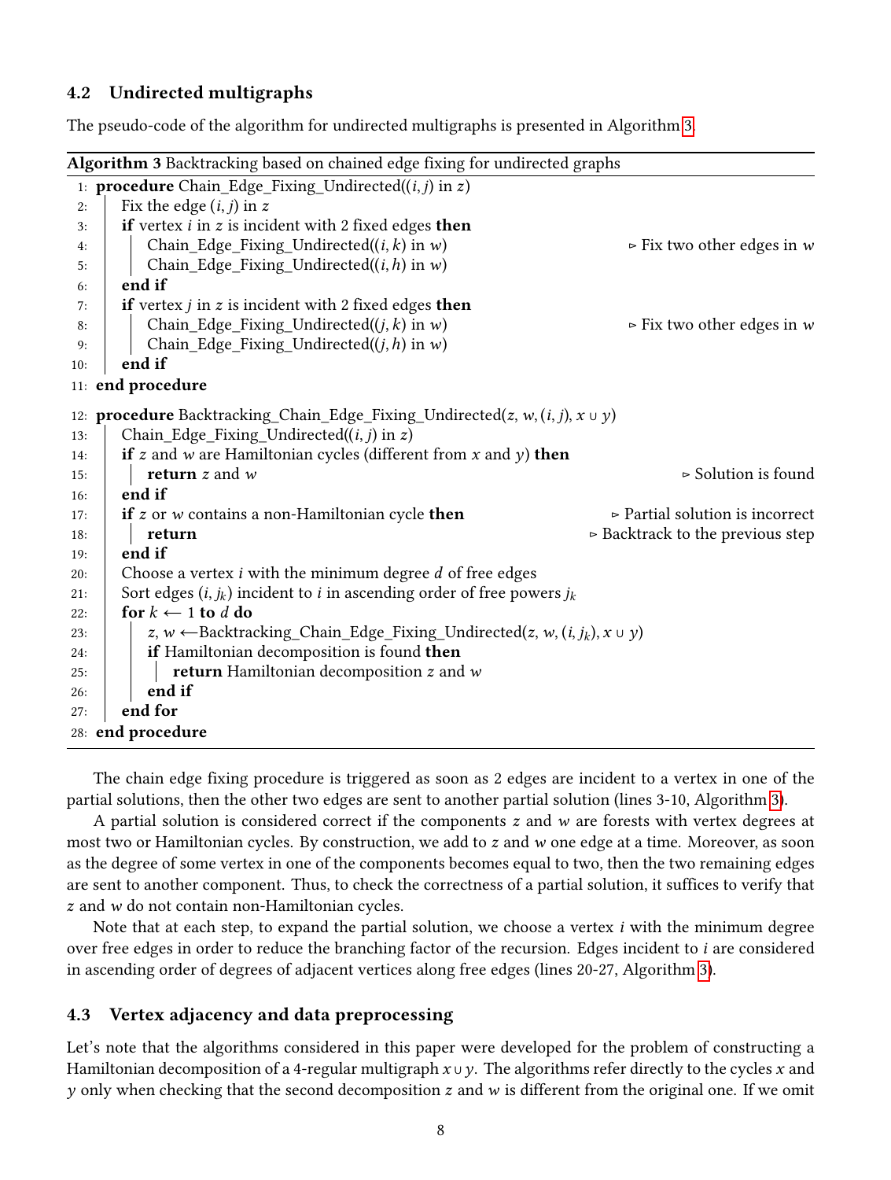## 4.2 Undirected multigraphs

The pseudo-code of the algorithm for undirected multigraphs is presented in Algorithm 3.

**Algorithm 3** Backtracking based on chained edge fixing for undirected graphs

```
 1: procedure Chain_Edge_Fixing_Undirected((i, j) in z)
 2:     Fix the edge (i, j) in z
 3:     if vertex i in z is incident with 2 fixed edges then
 4:         Chain_Edge_Fixing_Undirected((i, k) in w)              ▷ Fix two other edges in w
 5:         Chain_Edge_Fixing_Undirected((i, h) in w)
 6:     end if
 7:     if vertex j in z is incident with 2 fixed edges then
 8:         Chain_Edge_Fixing_Undirected((j, k) in w)              ▷ Fix two other edges in w
 9:         Chain_Edge_Fixing_Undirected((j, h) in w)
10:     end if
11: end procedure
12: procedure Backtracking_Chain_Edge_Fixing_Undirected(z, w, (i, j), x ∪ y)
13:     Chain_Edge_Fixing_Undirected((i, j) in z)
14:     if z and w are Hamiltonian cycles (different from x and y) then
15:         return z and w                                          ▷ Solution is found
16:     end if
17:     if z or w contains a non-Hamiltonian cycle then            ▷ Partial solution is incorrect
18:         return                                                  ▷ Backtrack to the previous step
19:     end if
20:     Choose a vertex i with the minimum degree d of free edges
21:     Sort edges (i, j_k) incident to i in ascending order of free powers j_k
22:     for k ← 1 to d do
23:         z, w ←Backtracking_Chain_Edge_Fixing_Undirected(z, w, (i, j_k), x ∪ y)
24:         if Hamiltonian decomposition is found then
25:             return Hamiltonian decomposition z and w
26:         end if
27:     end for
28: end procedure
```

The chain edge fixing procedure is triggered as soon as 2 edges are incident to a vertex in one of the partial solutions, then the other two edges are sent to another partial solution (lines 3-10, Algorithm 3).

A partial solution is considered correct if the components $z$ and $w$ are forests with vertex degrees at most two or Hamiltonian cycles. By construction, we add to $z$ and $w$ one edge at a time. Moreover, as soon as the degree of some vertex in one of the components becomes equal to two, then the two remaining edges are sent to another component. Thus, to check the correctness of a partial solution, it suffices to verify that $z$ and $w$ do not contain non-Hamiltonian cycles.

Note that at each step, to expand the partial solution, we choose a vertex $i$ with the minimum degree over free edges in order to reduce the branching factor of the recursion. Edges incident to $i$ are considered in ascending order of degrees of adjacent vertices along free edges (lines 20-27, Algorithm 3).

## 4.3 Vertex adjacency and data preprocessing

Let's note that the algorithms considered in this paper were developed for the problem of constructing a Hamiltonian decomposition of a 4-regular multigraph $x \cup y$. The algorithms refer directly to the cycles $x$ and $y$ only when checking that the second decomposition $z$ and $w$ is different from the original one. If we omit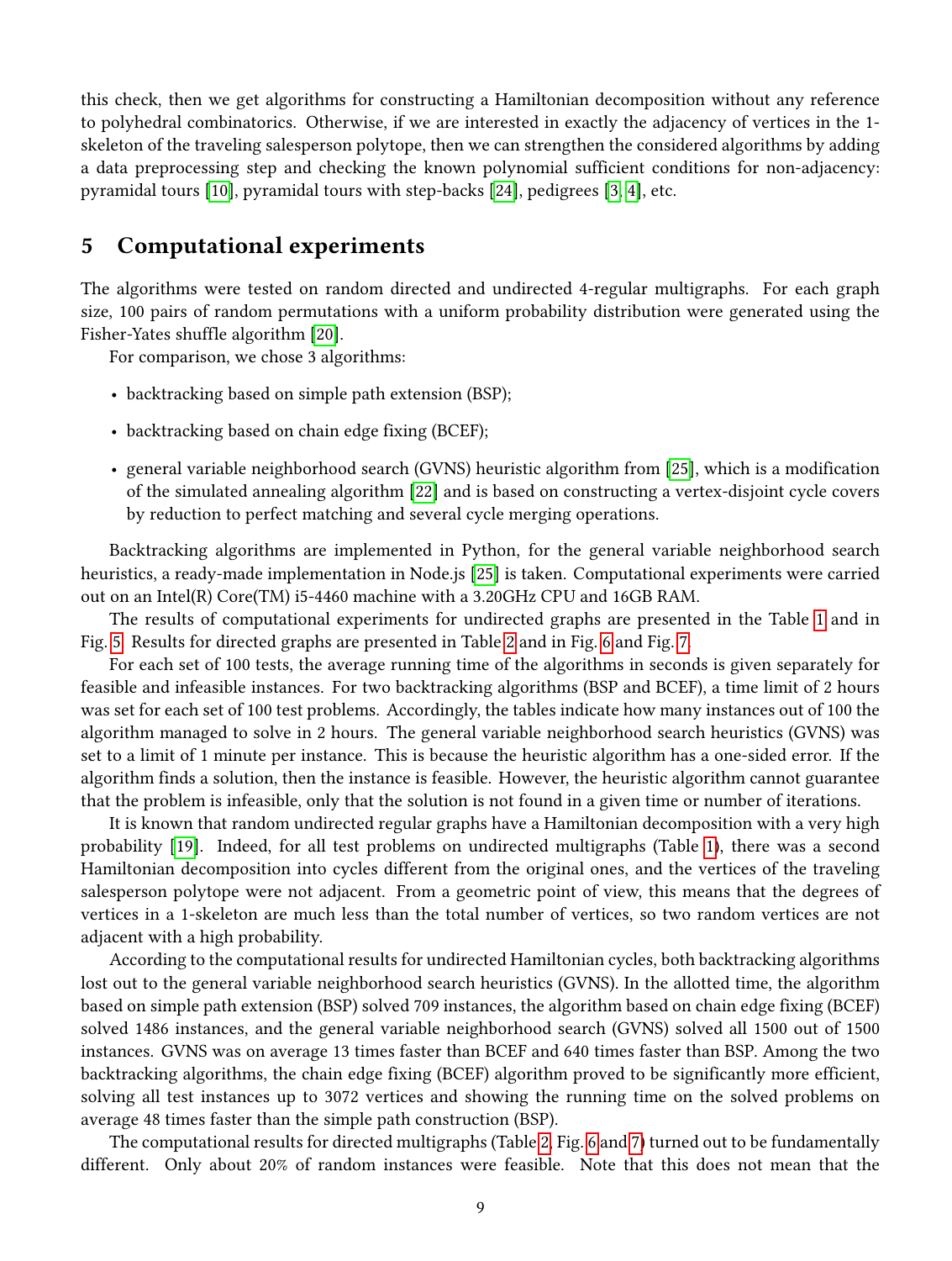this check, then we get algorithms for constructing a Hamiltonian decomposition without any reference to polyhedral combinatorics. Otherwise, if we are interested in exactly the adjacency of vertices in the 1-skeleton of the traveling salesperson polytope, then we can strengthen the considered algorithms by adding a data preprocessing step and checking the known polynomial sufficient conditions for non-adjacency: pyramidal tours [10], pyramidal tours with step-backs [24], pedigrees [3, 4], etc.

## 5 Computational experiments

The algorithms were tested on random directed and undirected 4-regular multigraphs. For each graph size, 100 pairs of random permutations with a uniform probability distribution were generated using the Fisher-Yates shuffle algorithm [20].

For comparison, we chose 3 algorithms:

- backtracking based on simple path extension (BSP);
- backtracking based on chain edge fixing (BCEF);
- general variable neighborhood search (GVNS) heuristic algorithm from [25], which is a modification of the simulated annealing algorithm [22] and is based on constructing a vertex-disjoint cycle covers by reduction to perfect matching and several cycle merging operations.

Backtracking algorithms are implemented in Python, for the general variable neighborhood search heuristics, a ready-made implementation in Node.js [25] is taken. Computational experiments were carried out on an Intel(R) Core(TM) i5-4460 machine with a 3.20GHz CPU and 16GB RAM.

The results of computational experiments for undirected graphs are presented in the Table 1 and in Fig. 5. Results for directed graphs are presented in Table 2 and in Fig. 6 and Fig. 7.

For each set of 100 tests, the average running time of the algorithms in seconds is given separately for feasible and infeasible instances. For two backtracking algorithms (BSP and BCEF), a time limit of 2 hours was set for each set of 100 test problems. Accordingly, the tables indicate how many instances out of 100 the algorithm managed to solve in 2 hours. The general variable neighborhood search heuristics (GVNS) was set to a limit of 1 minute per instance. This is because the heuristic algorithm has a one-sided error. If the algorithm finds a solution, then the instance is feasible. However, the heuristic algorithm cannot guarantee that the problem is infeasible, only that the solution is not found in a given time or number of iterations.

It is known that random undirected regular graphs have a Hamiltonian decomposition with a very high probability [19]. Indeed, for all test problems on undirected multigraphs (Table 1), there was a second Hamiltonian decomposition into cycles different from the original ones, and the vertices of the traveling salesperson polytope were not adjacent. From a geometric point of view, this means that the degrees of vertices in a 1-skeleton are much less than the total number of vertices, so two random vertices are not adjacent with a high probability.

According to the computational results for undirected Hamiltonian cycles, both backtracking algorithms lost out to the general variable neighborhood search heuristics (GVNS). In the allotted time, the algorithm based on simple path extension (BSP) solved 709 instances, the algorithm based on chain edge fixing (BCEF) solved 1486 instances, and the general variable neighborhood search (GVNS) solved all 1500 out of 1500 instances. GVNS was on average 13 times faster than BCEF and 640 times faster than BSP. Among the two backtracking algorithms, the chain edge fixing (BCEF) algorithm proved to be significantly more efficient, solving all test instances up to 3072 vertices and showing the running time on the solved problems on average 48 times faster than the simple path construction (BSP).

The computational results for directed multigraphs (Table 2, Fig. 6 and 7) turned out to be fundamentally different. Only about 20% of random instances were feasible. Note that this does not mean that the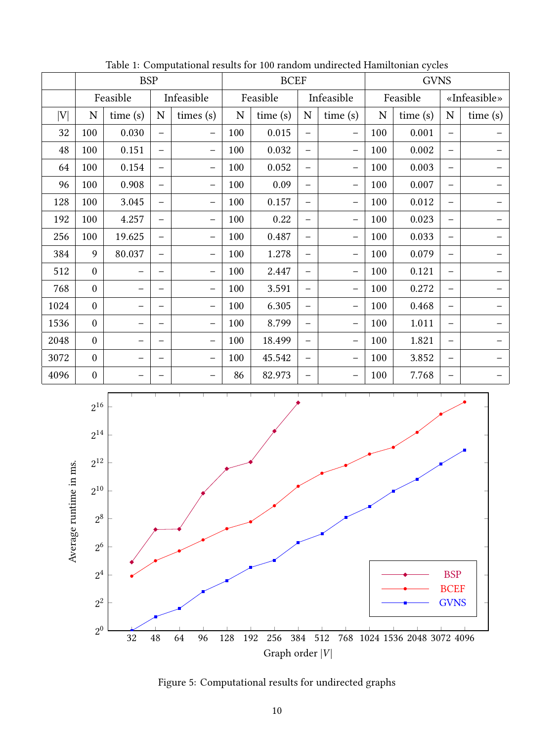Table 1: Computational results for 100 random undirected Hamiltonian cycles

| | BSP | | | | BCEF | | | | GVNS | | | |
|---|---|---|---|---|---|---|---|---|---|---|---|---|
| | Feasible | | Infeasible | | Feasible | | Infeasible | | Feasible | | «Infeasible» | |
| \|V\| | N | time (s) | N | times (s) | N | time (s) | N | time (s) | N | time (s) | N | time (s) |
| 32 | 100 | 0.030 | – | – | 100 | 0.015 | – | – | 100 | 0.001 | – | – |
| 48 | 100 | 0.151 | – | – | 100 | 0.032 | – | – | 100 | 0.002 | – | – |
| 64 | 100 | 0.154 | – | – | 100 | 0.052 | – | – | 100 | 0.003 | – | – |
| 96 | 100 | 0.908 | – | – | 100 | 0.09 | – | – | 100 | 0.007 | – | – |
| 128 | 100 | 3.045 | – | – | 100 | 0.157 | – | – | 100 | 0.012 | – | – |
| 192 | 100 | 4.257 | – | – | 100 | 0.22 | – | – | 100 | 0.023 | – | – |
| 256 | 100 | 19.625 | – | – | 100 | 0.487 | – | – | 100 | 0.033 | – | – |
| 384 | 9 | 80.037 | – | – | 100 | 1.278 | – | – | 100 | 0.079 | – | – |
| 512 | 0 | – | – | – | 100 | 2.447 | – | – | 100 | 0.121 | – | – |
| 768 | 0 | – | – | – | 100 | 3.591 | – | – | 100 | 0.272 | – | – |
| 1024 | 0 | – | – | – | 100 | 6.305 | – | – | 100 | 0.468 | – | – |
| 1536 | 0 | – | – | – | 100 | 8.799 | – | – | 100 | 1.011 | – | – |
| 2048 | 0 | – | – | – | 100 | 18.499 | – | – | 100 | 1.821 | – | – |
| 3072 | 0 | – | – | – | 100 | 45.542 | – | – | 100 | 3.852 | – | – |
| 4096 | 0 | – | – | – | 86 | 82.973 | – | – | 100 | 7.768 | – | – |

Figure 5: Computational results for undirected graphs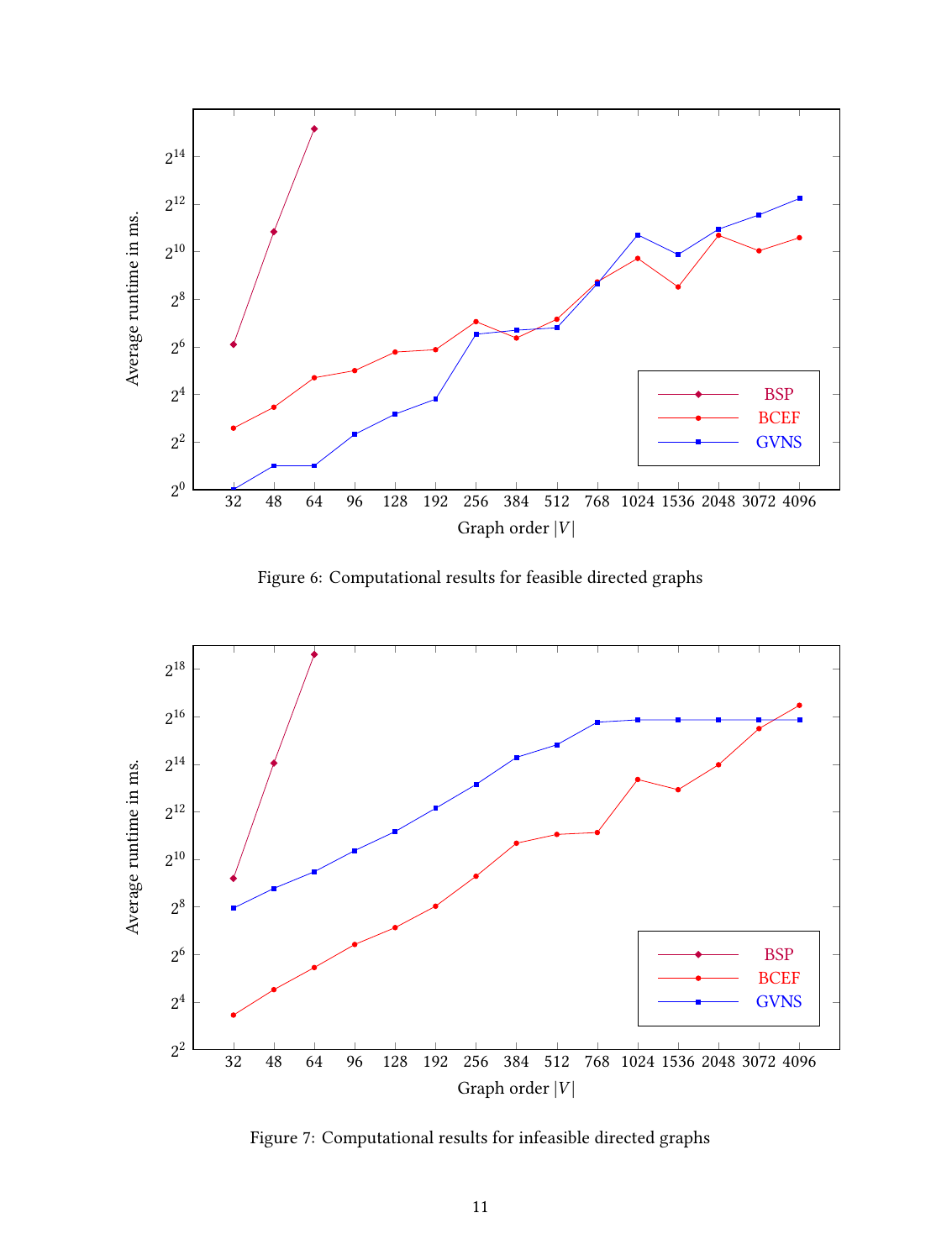Figure 6: Computational results for feasible directed graphs

Figure 7: Computational results for infeasible directed graphs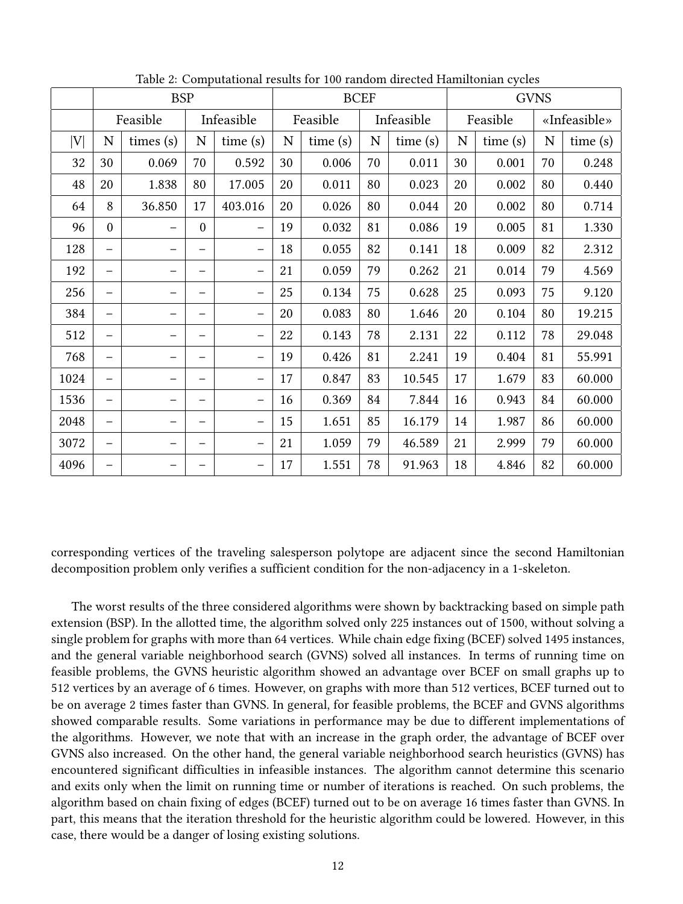Table 2: Computational results for 100 random directed Hamiltonian cycles

| | BSP | | | | BCEF | | | | GVNS | | | |
|---|---|---|---|---|---|---|---|---|---|---|---|---|
| | Feasible | | Infeasible | | Feasible | | Infeasible | | Feasible | | «Infeasible» | |
| $\|V\|$ | N | times (s) | N | time (s) | N | time (s) | N | time (s) | N | time (s) | N | time (s) |
| 32 | 30 | 0.069 | 70 | 0.592 | 30 | 0.006 | 70 | 0.011 | 30 | 0.001 | 70 | 0.248 |
| 48 | 20 | 1.838 | 80 | 17.005 | 20 | 0.011 | 80 | 0.023 | 20 | 0.002 | 80 | 0.440 |
| 64 | 8 | 36.850 | 17 | 403.016 | 20 | 0.026 | 80 | 0.044 | 20 | 0.002 | 80 | 0.714 |
| 96 | 0 | – | 0 | – | 19 | 0.032 | 81 | 0.086 | 19 | 0.005 | 81 | 1.330 |
| 128 | – | – | – | – | 18 | 0.055 | 82 | 0.141 | 18 | 0.009 | 82 | 2.312 |
| 192 | – | – | – | – | 21 | 0.059 | 79 | 0.262 | 21 | 0.014 | 79 | 4.569 |
| 256 | – | – | – | – | 25 | 0.134 | 75 | 0.628 | 25 | 0.093 | 75 | 9.120 |
| 384 | – | – | – | – | 20 | 0.083 | 80 | 1.646 | 20 | 0.104 | 80 | 19.215 |
| 512 | – | – | – | – | 22 | 0.143 | 78 | 2.131 | 22 | 0.112 | 78 | 29.048 |
| 768 | – | – | – | – | 19 | 0.426 | 81 | 2.241 | 19 | 0.404 | 81 | 55.991 |
| 1024 | – | – | – | – | 17 | 0.847 | 83 | 10.545 | 17 | 1.679 | 83 | 60.000 |
| 1536 | – | – | – | – | 16 | 0.369 | 84 | 7.844 | 16 | 0.943 | 84 | 60.000 |
| 2048 | – | – | – | – | 15 | 1.651 | 85 | 16.179 | 14 | 1.987 | 86 | 60.000 |
| 3072 | – | – | – | – | 21 | 1.059 | 79 | 46.589 | 21 | 2.999 | 79 | 60.000 |
| 4096 | – | – | – | – | 17 | 1.551 | 78 | 91.963 | 18 | 4.846 | 82 | 60.000 |

corresponding vertices of the traveling salesperson polytope are adjacent since the second Hamiltonian decomposition problem only verifies a sufficient condition for the non-adjacency in a 1-skeleton.

The worst results of the three considered algorithms were shown by backtracking based on simple path extension (BSP). In the allotted time, the algorithm solved only 225 instances out of 1500, without solving a single problem for graphs with more than 64 vertices. While chain edge fixing (BCEF) solved 1495 instances, and the general variable neighborhood search (GVNS) solved all instances. In terms of running time on feasible problems, the GVNS heuristic algorithm showed an advantage over BCEF on small graphs up to 512 vertices by an average of 6 times. However, on graphs with more than 512 vertices, BCEF turned out to be on average 2 times faster than GVNS. In general, for feasible problems, the BCEF and GVNS algorithms showed comparable results. Some variations in performance may be due to different implementations of the algorithms. However, we note that with an increase in the graph order, the advantage of BCEF over GVNS also increased. On the other hand, the general variable neighborhood search heuristics (GVNS) has encountered significant difficulties in infeasible instances. The algorithm cannot determine this scenario and exits only when the limit on running time or number of iterations is reached. On such problems, the algorithm based on chain fixing of edges (BCEF) turned out to be on average 16 times faster than GVNS. In part, this means that the iteration threshold for the heuristic algorithm could be lowered. However, in this case, there would be a danger of losing existing solutions.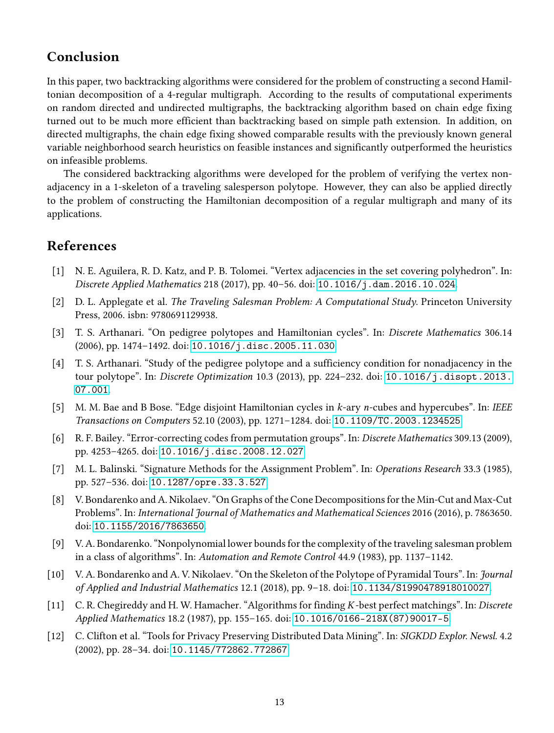## Conclusion

In this paper, two backtracking algorithms were considered for the problem of constructing a second Hamiltonian decomposition of a 4-regular multigraph. According to the results of computational experiments on random directed and undirected multigraphs, the backtracking algorithm based on chain edge fixing turned out to be much more efficient than backtracking based on simple path extension. In addition, on directed multigraphs, the chain edge fixing showed comparable results with the previously known general variable neighborhood search heuristics on feasible instances and significantly outperformed the heuristics on infeasible problems.

The considered backtracking algorithms were developed for the problem of verifying the vertex non-adjacency in a 1-skeleton of a traveling salesperson polytope. However, they can also be applied directly to the problem of constructing the Hamiltonian decomposition of a regular multigraph and many of its applications.

## References

[1] N. E. Aguilera, R. D. Katz, and P. B. Tolomei. "Vertex adjacencies in the set covering polyhedron". In: *Discrete Applied Mathematics* 218 (2017), pp. 40–56. doi: 10.1016/j.dam.2016.10.024.

[2] D. L. Applegate et al. *The Traveling Salesman Problem: A Computational Study*. Princeton University Press, 2006. isbn: 9780691129938.

[3] T. S. Arthanari. "On pedigree polytopes and Hamiltonian cycles". In: *Discrete Mathematics* 306.14 (2006), pp. 1474–1492. doi: 10.1016/j.disc.2005.11.030.

[4] T. S. Arthanari. "Study of the pedigree polytope and a sufficiency condition for nonadjacency in the tour polytope". In: *Discrete Optimization* 10.3 (2013), pp. 224–232. doi: 10.1016/j.disopt.2013.07.001.

[5] M. M. Bae and B Bose. "Edge disjoint Hamiltonian cycles in $k$-ary $n$-cubes and hypercubes". In: *IEEE Transactions on Computers* 52.10 (2003), pp. 1271–1284. doi: 10.1109/TC.2003.1234525.

[6] R. F. Bailey. "Error-correcting codes from permutation groups". In: *Discrete Mathematics* 309.13 (2009), pp. 4253–4265. doi: 10.1016/j.disc.2008.12.027.

[7] M. L. Balinski. "Signature Methods for the Assignment Problem". In: *Operations Research* 33.3 (1985), pp. 527–536. doi: 10.1287/opre.33.3.527.

[8] V. Bondarenko and A. Nikolaev. "On Graphs of the Cone Decompositions for the Min-Cut and Max-Cut Problems". In: *International Journal of Mathematics and Mathematical Sciences* 2016 (2016), p. 7863650. doi: 10.1155/2016/7863650.

[9] V. A. Bondarenko. "Nonpolynomial lower bounds for the complexity of the traveling salesman problem in a class of algorithms". In: *Automation and Remote Control* 44.9 (1983), pp. 1137–1142.

[10] V. A. Bondarenko and A. V. Nikolaev. "On the Skeleton of the Polytope of Pyramidal Tours". In: *Journal of Applied and Industrial Mathematics* 12.1 (2018), pp. 9–18. doi: 10.1134/S1990478918010027.

[11] C. R. Chegireddy and H. W. Hamacher. "Algorithms for finding $K$-best perfect matchings". In: *Discrete Applied Mathematics* 18.2 (1987), pp. 155–165. doi: 10.1016/0166-218X(87)90017-5.

[12] C. Clifton et al. "Tools for Privacy Preserving Distributed Data Mining". In: *SIGKDD Explor. Newsl.* 4.2 (2002), pp. 28–34. doi: 10.1145/772862.772867.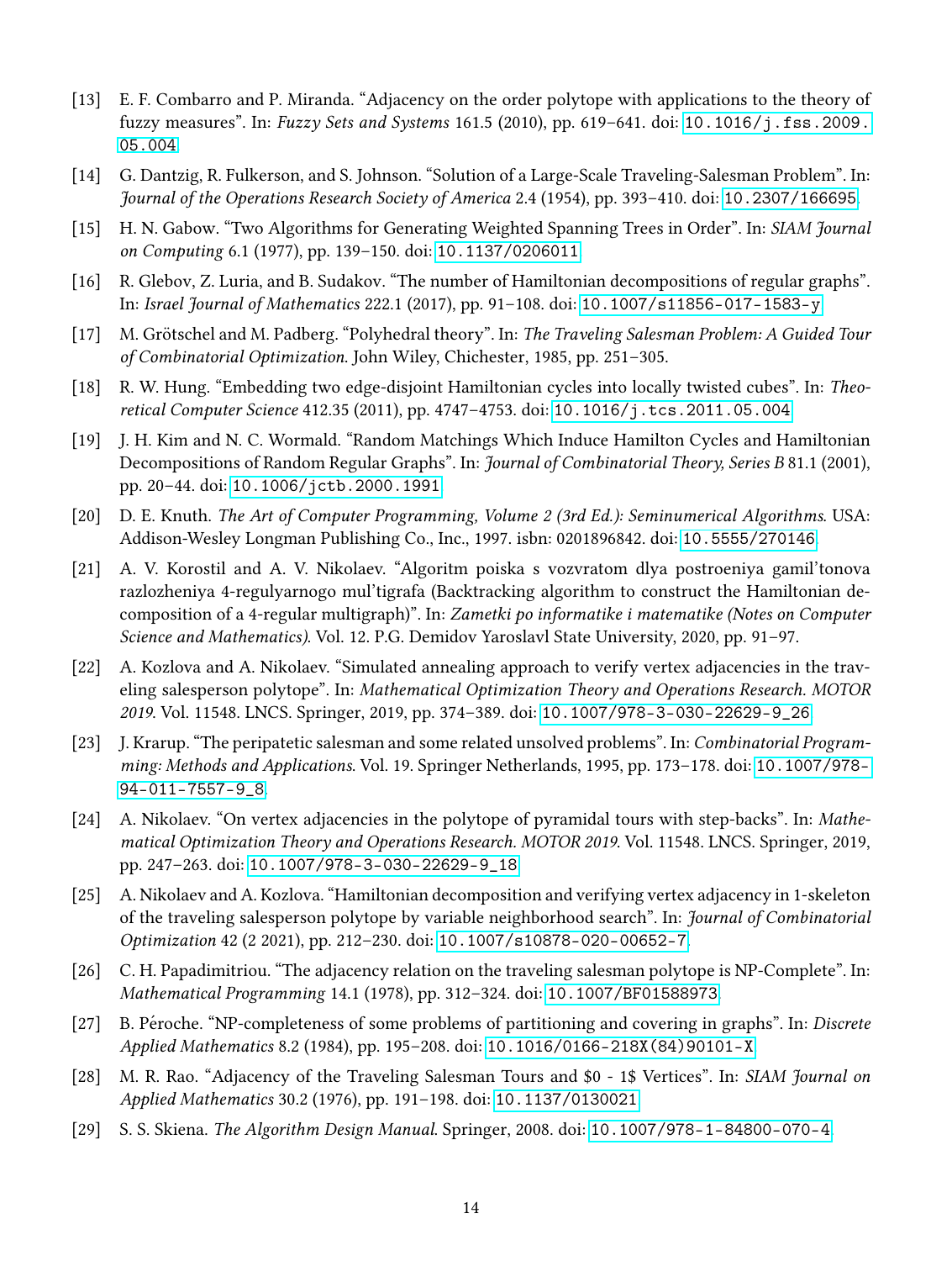[13] E. F. Combarro and P. Miranda. “Adjacency on the order polytope with applications to the theory of fuzzy measures”. In: *Fuzzy Sets and Systems* 161.5 (2010), pp. 619–641. doi: 10.1016/j.fss.2009.05.004.

[14] G. Dantzig, R. Fulkerson, and S. Johnson. “Solution of a Large-Scale Traveling-Salesman Problem”. In: *Journal of the Operations Research Society of America* 2.4 (1954), pp. 393–410. doi: 10.2307/166695.

[15] H. N. Gabow. “Two Algorithms for Generating Weighted Spanning Trees in Order”. In: *SIAM Journal on Computing* 6.1 (1977), pp. 139–150. doi: 10.1137/0206011.

[16] R. Glebov, Z. Luria, and B. Sudakov. “The number of Hamiltonian decompositions of regular graphs”. In: *Israel Journal of Mathematics* 222.1 (2017), pp. 91–108. doi: 10.1007/s11856-017-1583-y.

[17] M. Grötschel and M. Padberg. “Polyhedral theory”. In: *The Traveling Salesman Problem: A Guided Tour of Combinatorial Optimization*. John Wiley, Chichester, 1985, pp. 251–305.

[18] R. W. Hung. “Embedding two edge-disjoint Hamiltonian cycles into locally twisted cubes”. In: *Theoretical Computer Science* 412.35 (2011), pp. 4747–4753. doi: 10.1016/j.tcs.2011.05.004.

[19] J. H. Kim and N. C. Wormald. “Random Matchings Which Induce Hamilton Cycles and Hamiltonian Decompositions of Random Regular Graphs”. In: *Journal of Combinatorial Theory, Series B* 81.1 (2001), pp. 20–44. doi: 10.1006/jctb.2000.1991.

[20] D. E. Knuth. *The Art of Computer Programming, Volume 2 (3rd Ed.): Seminumerical Algorithms*. USA: Addison-Wesley Longman Publishing Co., Inc., 1997. isbn: 0201896842. doi: 10.5555/270146.

[21] A. V. Korostil and A. V. Nikolaev. “Algoritm poiska s vozvratom dlya postroeniya gamil’tonova razlozheniya 4-regulyarnogo mul’tigrafa (Backtracking algorithm to construct the Hamiltonian decomposition of a 4-regular multigraph)”. In: *Zametki po informatike i matematike (Notes on Computer Science and Mathematics)*. Vol. 12. P.G. Demidov Yaroslavl State University, 2020, pp. 91–97.

[22] A. Kozlova and A. Nikolaev. “Simulated annealing approach to verify vertex adjacencies in the traveling salesperson polytope”. In: *Mathematical Optimization Theory and Operations Research. MOTOR 2019*. Vol. 11548. LNCS. Springer, 2019, pp. 374–389. doi: 10.1007/978-3-030-22629-9_26.

[23] J. Krarup. “The peripatetic salesman and some related unsolved problems”. In: *Combinatorial Programming: Methods and Applications*. Vol. 19. Springer Netherlands, 1995, pp. 173–178. doi: 10.1007/978-94-011-7557-9_8.

[24] A. Nikolaev. “On vertex adjacencies in the polytope of pyramidal tours with step-backs”. In: *Mathematical Optimization Theory and Operations Research. MOTOR 2019*. Vol. 11548. LNCS. Springer, 2019, pp. 247–263. doi: 10.1007/978-3-030-22629-9_18.

[25] A. Nikolaev and A. Kozlova. “Hamiltonian decomposition and verifying vertex adjacency in 1-skeleton of the traveling salesperson polytope by variable neighborhood search”. In: *Journal of Combinatorial Optimization* 42 (2 2021), pp. 212–230. doi: 10.1007/s10878-020-00652-7.

[26] C. H. Papadimitriou. “The adjacency relation on the traveling salesman polytope is NP-Complete”. In: *Mathematical Programming* 14.1 (1978), pp. 312–324. doi: 10.1007/BF01588973.

[27] B. Péroche. “NP-completeness of some problems of partitioning and covering in graphs”. In: *Discrete Applied Mathematics* 8.2 (1984), pp. 195–208. doi: 10.1016/0166-218X(84)90101-X.

[28] M. R. Rao. “Adjacency of the Traveling Salesman Tours and $0 - 1$ Vertices”. In: *SIAM Journal on Applied Mathematics* 30.2 (1976), pp. 191–198. doi: 10.1137/0130021.

[29] S. S. Skiena. *The Algorithm Design Manual*. Springer, 2008. doi: 10.1007/978-1-84800-070-4.